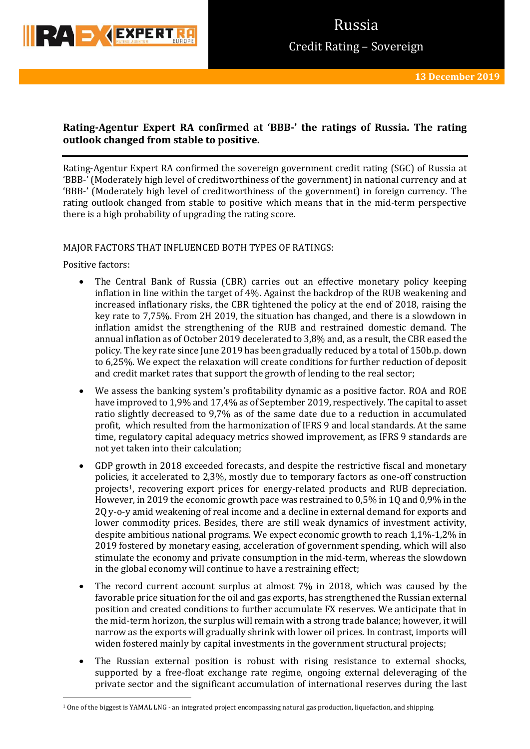**Rating-Agentur Expert RA confirmed at 'BBB-' the ratings of Russia. The rating outlook changed from stable to positive.**

Rating-Agentur Expert RA confirmed the sovereign government credit rating (SGC) of Russia at 'BBB-' (Moderately high level of creditworthiness of the government) in national currency and at 'BBB-' (Moderately high level of creditworthiness of the government) in foreign currency. The rating outlook changed from stable to positive which means that in the mid-term perspective there is a high probability of upgrading the rating score.

MAJOR FACTORS THAT INFLUENCED BOTH TYPES OF RATINGS:

Positive factors:

- The Central Bank of Russia (CBR) carries out an effective monetary policy keeping inflation in line within the target of 4%. Against the backdrop of the RUB weakening and increased inflationary risks, the CBR tightened the policy at the end of 2018, raising the key rate to 7,75%. From 2H 2019, the situation has changed, and there is a slowdown in inflation amidst the strengthening of the RUB and restrained domestic demand. The annual inflation as of October 2019 decelerated to 3,8% and, as a result, the CBR eased the policy. The key rate since June 2019 has been gradually reduced by a total of 150b.p. down to 6,25%. We expect the relaxation will create conditions for further reduction of deposit and credit market rates that support the growth of lending to the real sector;
- We assess the banking system's profitability dynamic as a positive factor. ROA and ROE have improved to 1,9% and 17,4% as of September 2019, respectively. The capital to asset ratio slightly decreased to 9,7% as of the same date due to a reduction in accumulated profit, which resulted from the harmonization of IFRS 9 and local standards. At the same time, regulatory capital adequacy metrics showed improvement, as IFRS 9 standards are not yet taken into their calculation;
- GDP growth in 2018 exceeded forecasts, and despite the restrictive fiscal and monetary policies, it accelerated to 2,3%, mostly due to temporary factors as one-off construction projects[1], recovering export prices for energy-related products and RUB depreciation. However, in 2019 the economic growth pace was restrained to 0,5% in 1Q and 0,9% in the 2Q y-o-y amid weakening of real income and a decline in external demand for exports and lower commodity prices. Besides, there are still weak dynamics of investment activity, despite ambitious national programs. We expect economic growth to reach 1,1%-1,2% in 2019 fostered by monetary easing, acceleration of government spending, which will also stimulate the economy and private consumption in the mid-term, whereas the slowdown in the global economy will continue to have a restraining effect;
- The record current account surplus at almost 7% in 2018, which was caused by the favorable price situation for the oil and gas exports, has strengthened the Russian external position and created conditions to further accumulate FX reserves. We anticipate that in the mid-term horizon, the surplus will remain with a strong trade balance; however, it will narrow as the exports will gradually shrink with lower oil prices. In contrast, imports will widen fostered mainly by capital investments in the government structural projects;
- The Russian external position is robust with rising resistance to external shocks, supported by a free-float exchange rate regime, ongoing external deleveraging of the private sector and the significant accumulation of international reserves during the last

[1] One of the biggest is YAMAL LNG - an integrated project encompassing natural gas production, liquefaction, and shipping.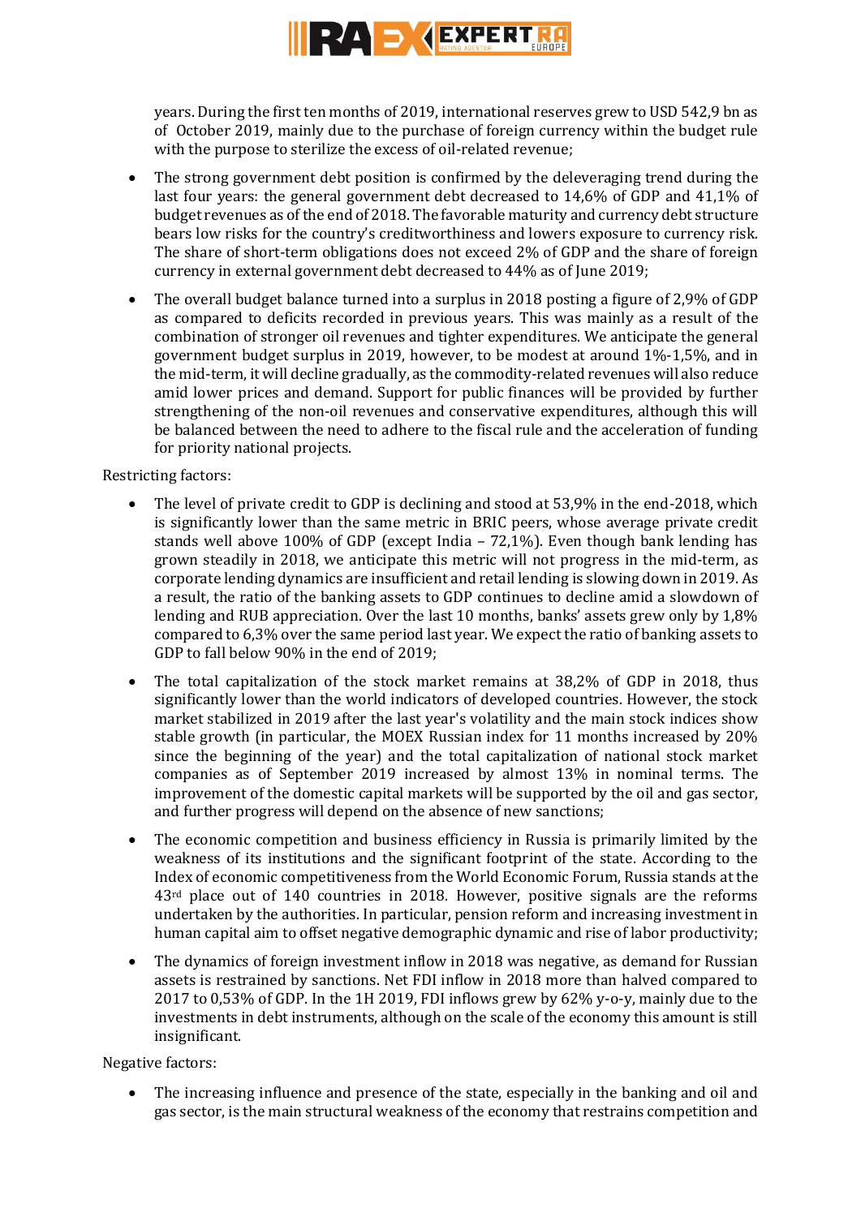years. During the first ten months of 2019, international reserves grew to USD 542,9 bn as of October 2019, mainly due to the purchase of foreign currency within the budget rule with the purpose to sterilize the excess of oil-related revenue;

- The strong government debt position is confirmed by the deleveraging trend during the last four years: the general government debt decreased to 14,6% of GDP and 41,1% of budget revenues as of the end of 2018. The favorable maturity and currency debt structure bears low risks for the country's creditworthiness and lowers exposure to currency risk. The share of short-term obligations does not exceed 2% of GDP and the share of foreign currency in external government debt decreased to 44% as of June 2019;
- The overall budget balance turned into a surplus in 2018 posting a figure of 2,9% of GDP as compared to deficits recorded in previous years. This was mainly as a result of the combination of stronger oil revenues and tighter expenditures. We anticipate the general government budget surplus in 2019, however, to be modest at around 1%-1,5%, and in the mid-term, it will decline gradually, as the commodity-related revenues will also reduce amid lower prices and demand. Support for public finances will be provided by further strengthening of the non-oil revenues and conservative expenditures, although this will be balanced between the need to adhere to the fiscal rule and the acceleration of funding for priority national projects.

Restricting factors:

- The level of private credit to GDP is declining and stood at 53,9% in the end-2018, which is significantly lower than the same metric in BRIC peers, whose average private credit stands well above 100% of GDP (except India – 72,1%). Even though bank lending has grown steadily in 2018, we anticipate this metric will not progress in the mid-term, as corporate lending dynamics are insufficient and retail lending is slowing down in 2019. As a result, the ratio of the banking assets to GDP continues to decline amid a slowdown of lending and RUB appreciation. Over the last 10 months, banks' assets grew only by 1,8% compared to 6,3% over the same period last year. We expect the ratio of banking assets to GDP to fall below 90% in the end of 2019;
- The total capitalization of the stock market remains at 38,2% of GDP in 2018, thus significantly lower than the world indicators of developed countries. However, the stock market stabilized in 2019 after the last year's volatility and the main stock indices show stable growth (in particular, the MOEX Russian index for 11 months increased by 20% since the beginning of the year) and the total capitalization of national stock market companies as of September 2019 increased by almost 13% in nominal terms. The improvement of the domestic capital markets will be supported by the oil and gas sector, and further progress will depend on the absence of new sanctions;
- The economic competition and business efficiency in Russia is primarily limited by the weakness of its institutions and the significant footprint of the state. According to the Index of economic competitiveness from the World Economic Forum, Russia stands at the 43rd place out of 140 countries in 2018. However, positive signals are the reforms undertaken by the authorities. In particular, pension reform and increasing investment in human capital aim to offset negative demographic dynamic and rise of labor productivity;
- The dynamics of foreign investment inflow in 2018 was negative, as demand for Russian assets is restrained by sanctions. Net FDI inflow in 2018 more than halved compared to 2017 to 0,53% of GDP. In the 1H 2019, FDI inflows grew by 62% y-o-y, mainly due to the investments in debt instruments, although on the scale of the economy this amount is still insignificant.

Negative factors:

- The increasing influence and presence of the state, especially in the banking and oil and gas sector, is the main structural weakness of the economy that restrains competition and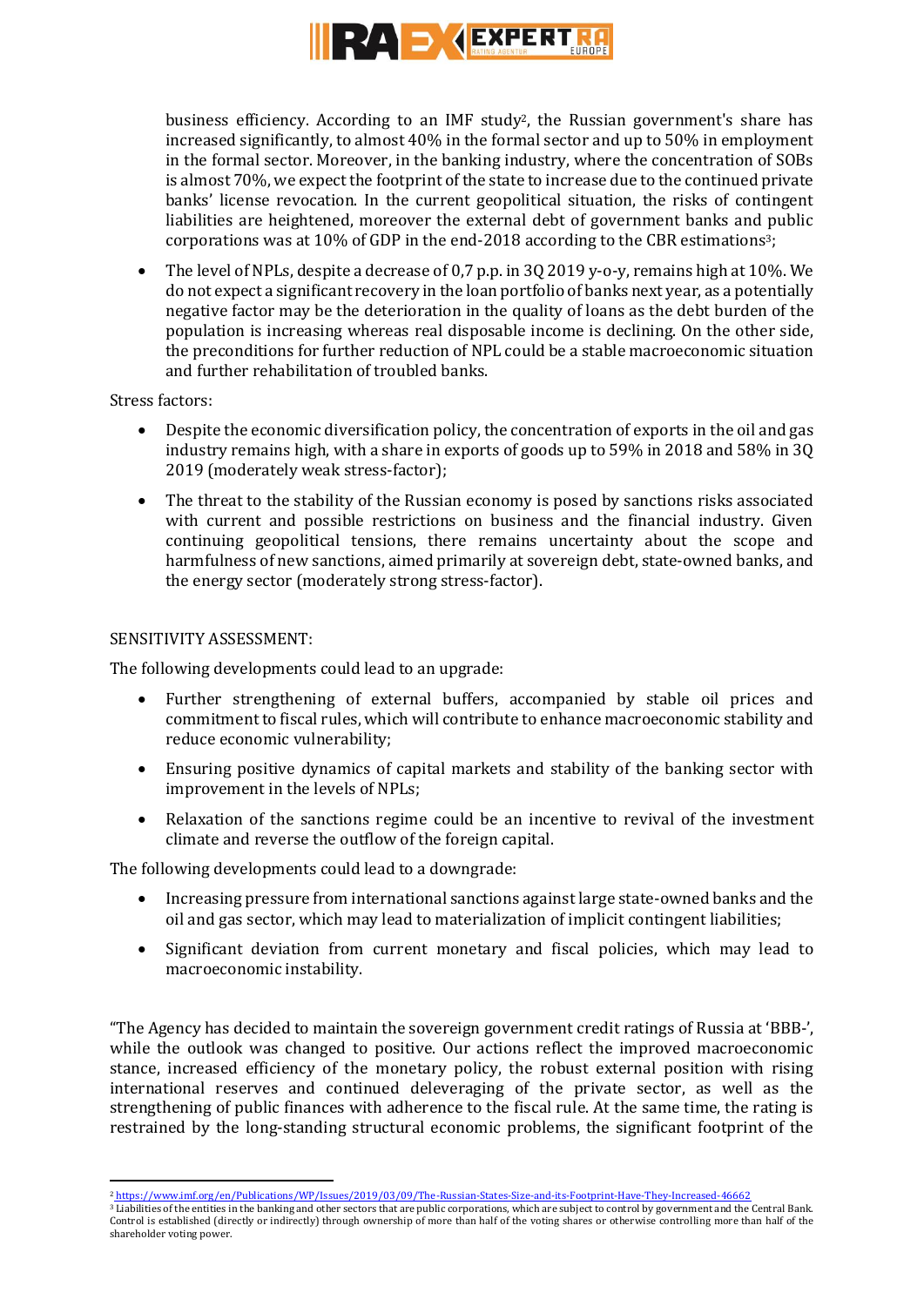business efficiency. According to an IMF study[2], the Russian government's share has increased significantly, to almost 40% in the formal sector and up to 50% in employment in the formal sector. Moreover, in the banking industry, where the concentration of SOBs is almost 70%, we expect the footprint of the state to increase due to the continued private banks' license revocation. In the current geopolitical situation, the risks of contingent liabilities are heightened, moreover the external debt of government banks and public corporations was at 10% of GDP in the end-2018 according to the CBR estimations[3];

- The level of NPLs, despite a decrease of 0,7 p.p. in 3Q 2019 y-o-y, remains high at 10%. We do not expect a significant recovery in the loan portfolio of banks next year, as a potentially negative factor may be the deterioration in the quality of loans as the debt burden of the population is increasing whereas real disposable income is declining. On the other side, the preconditions for further reduction of NPL could be a stable macroeconomic situation and further rehabilitation of troubled banks.

Stress factors:

- Despite the economic diversification policy, the concentration of exports in the oil and gas industry remains high, with a share in exports of goods up to 59% in 2018 and 58% in 3Q 2019 (moderately weak stress-factor);
- The threat to the stability of the Russian economy is posed by sanctions risks associated with current and possible restrictions on business and the financial industry. Given continuing geopolitical tensions, there remains uncertainty about the scope and harmfulness of new sanctions, aimed primarily at sovereign debt, state-owned banks, and the energy sector (moderately strong stress-factor).

SENSITIVITY ASSESSMENT:

The following developments could lead to an upgrade:

- Further strengthening of external buffers, accompanied by stable oil prices and commitment to fiscal rules, which will contribute to enhance macroeconomic stability and reduce economic vulnerability;
- Ensuring positive dynamics of capital markets and stability of the banking sector with improvement in the levels of NPLs;
- Relaxation of the sanctions regime could be an incentive to revival of the investment climate and reverse the outflow of the foreign capital.

The following developments could lead to a downgrade:

- Increasing pressure from international sanctions against large state-owned banks and the oil and gas sector, which may lead to materialization of implicit contingent liabilities;
- Significant deviation from current monetary and fiscal policies, which may lead to macroeconomic instability.

"The Agency has decided to maintain the sovereign government credit ratings of Russia at 'BBB-', while the outlook was changed to positive. Our actions reflect the improved macroeconomic stance, increased efficiency of the monetary policy, the robust external position with rising international reserves and continued deleveraging of the private sector, as well as the strengthening of public finances with adherence to the fiscal rule. At the same time, the rating is restrained by the long-standing structural economic problems, the significant footprint of the

---

[2] https://www.imf.org/en/Publications/WP/Issues/2019/03/09/The-Russian-States-Size-and-its-Footprint-Have-They-Increased-46662

[3] Liabilities of the entities in the banking and other sectors that are public corporations, which are subject to control by government and the Central Bank. Control is established (directly or indirectly) through ownership of more than half of the voting shares or otherwise controlling more than half of the shareholder voting power.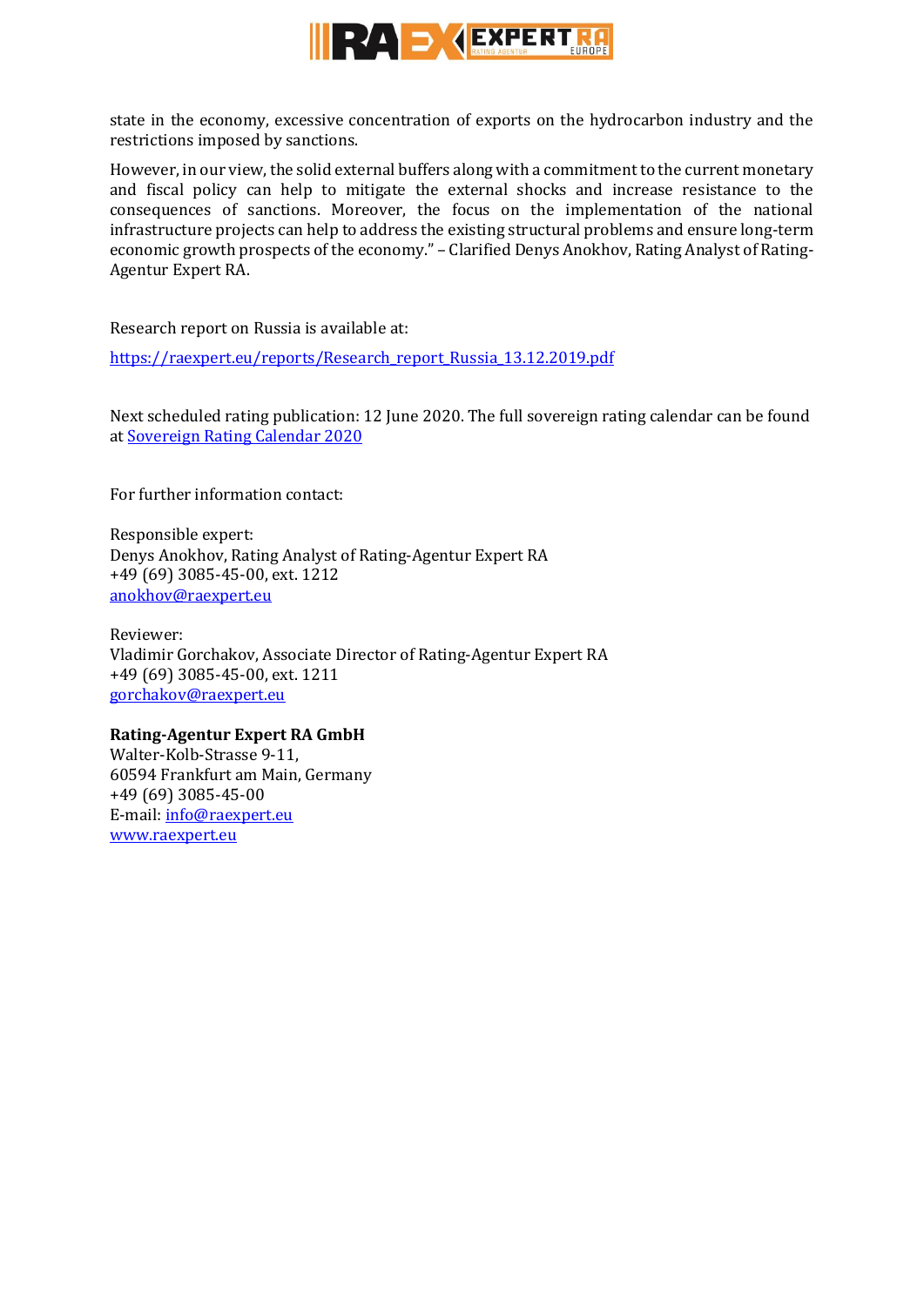state in the economy, excessive concentration of exports on the hydrocarbon industry and the restrictions imposed by sanctions.

However, in our view, the solid external buffers along with a commitment to the current monetary and fiscal policy can help to mitigate the external shocks and increase resistance to the consequences of sanctions. Moreover, the focus on the implementation of the national infrastructure projects can help to address the existing structural problems and ensure long-term economic growth prospects of the economy." – Clarified Denys Anokhov, Rating Analyst of Rating-Agentur Expert RA.

Research report on Russia is available at:

https://raexpert.eu/reports/Research_report_Russia_13.12.2019.pdf

Next scheduled rating publication: 12 June 2020. The full sovereign rating calendar can be found at Sovereign Rating Calendar 2020

For further information contact:

Responsible expert:
Denys Anokhov, Rating Analyst of Rating-Agentur Expert RA
+49 (69) 3085-45-00, ext. 1212
anokhov@raexpert.eu

Reviewer:
Vladimir Gorchakov, Associate Director of Rating-Agentur Expert RA
+49 (69) 3085-45-00, ext. 1211
gorchakov@raexpert.eu

**Rating-Agentur Expert RA GmbH**
Walter-Kolb-Strasse 9-11,
60594 Frankfurt am Main, Germany
+49 (69) 3085-45-00
E-mail: info@raexpert.eu
www.raexpert.eu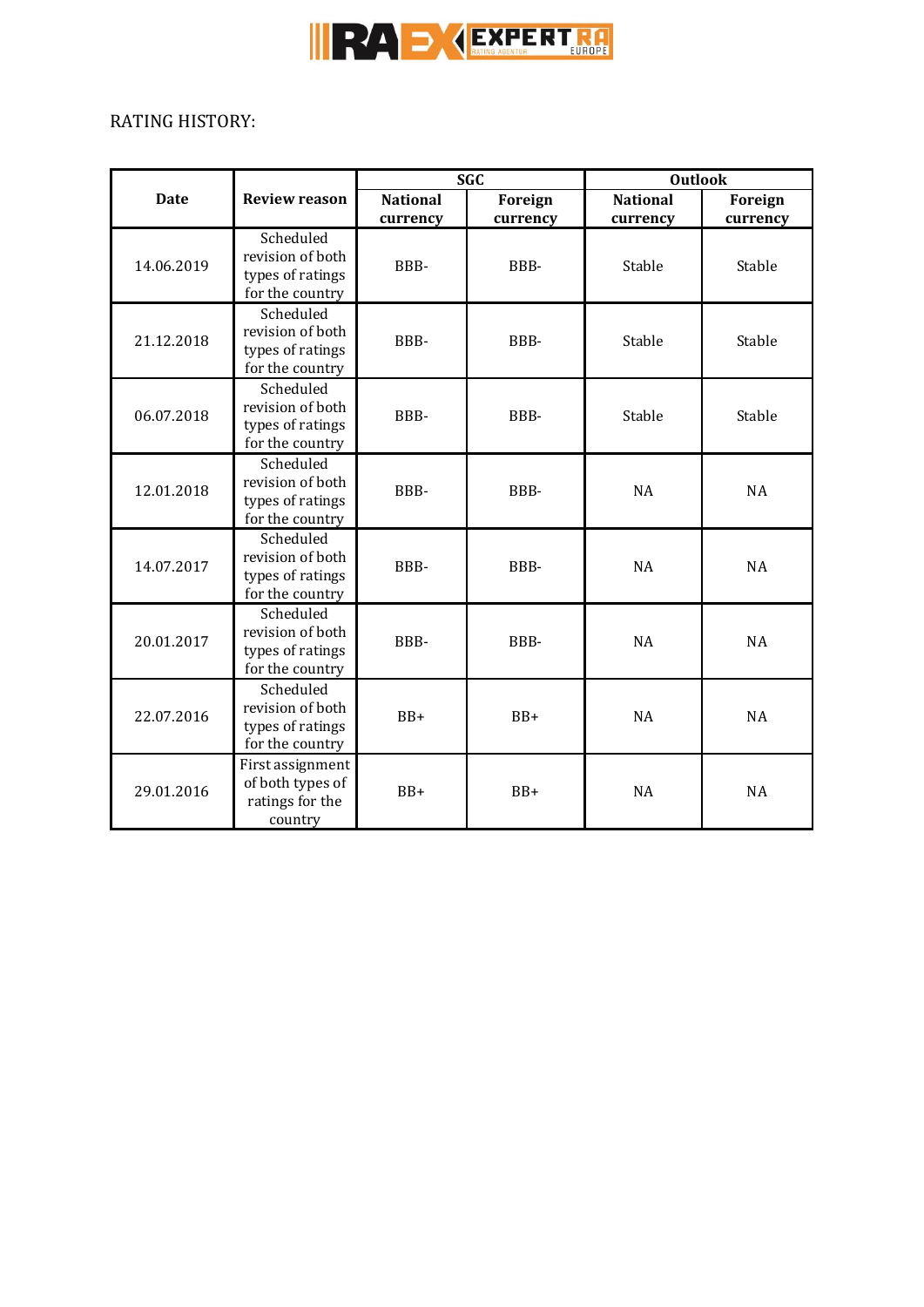RATING HISTORY:

| Date | Review reason | SGC | | Outlook | |
|---|---|---|---|---|---|
| | | National currency | Foreign currency | National currency | Foreign currency |
| 14.06.2019 | Scheduled revision of both types of ratings for the country | BBB- | BBB- | Stable | Stable |
| 21.12.2018 | Scheduled revision of both types of ratings for the country | BBB- | BBB- | Stable | Stable |
| 06.07.2018 | Scheduled revision of both types of ratings for the country | BBB- | BBB- | Stable | Stable |
| 12.01.2018 | Scheduled revision of both types of ratings for the country | BBB- | BBB- | NA | NA |
| 14.07.2017 | Scheduled revision of both types of ratings for the country | BBB- | BBB- | NA | NA |
| 20.01.2017 | Scheduled revision of both types of ratings for the country | BBB- | BBB- | NA | NA |
| 22.07.2016 | Scheduled revision of both types of ratings for the country | BB+ | BB+ | NA | NA |
| 29.01.2016 | First assignment of both types of ratings for the country | BB+ | BB+ | NA | NA |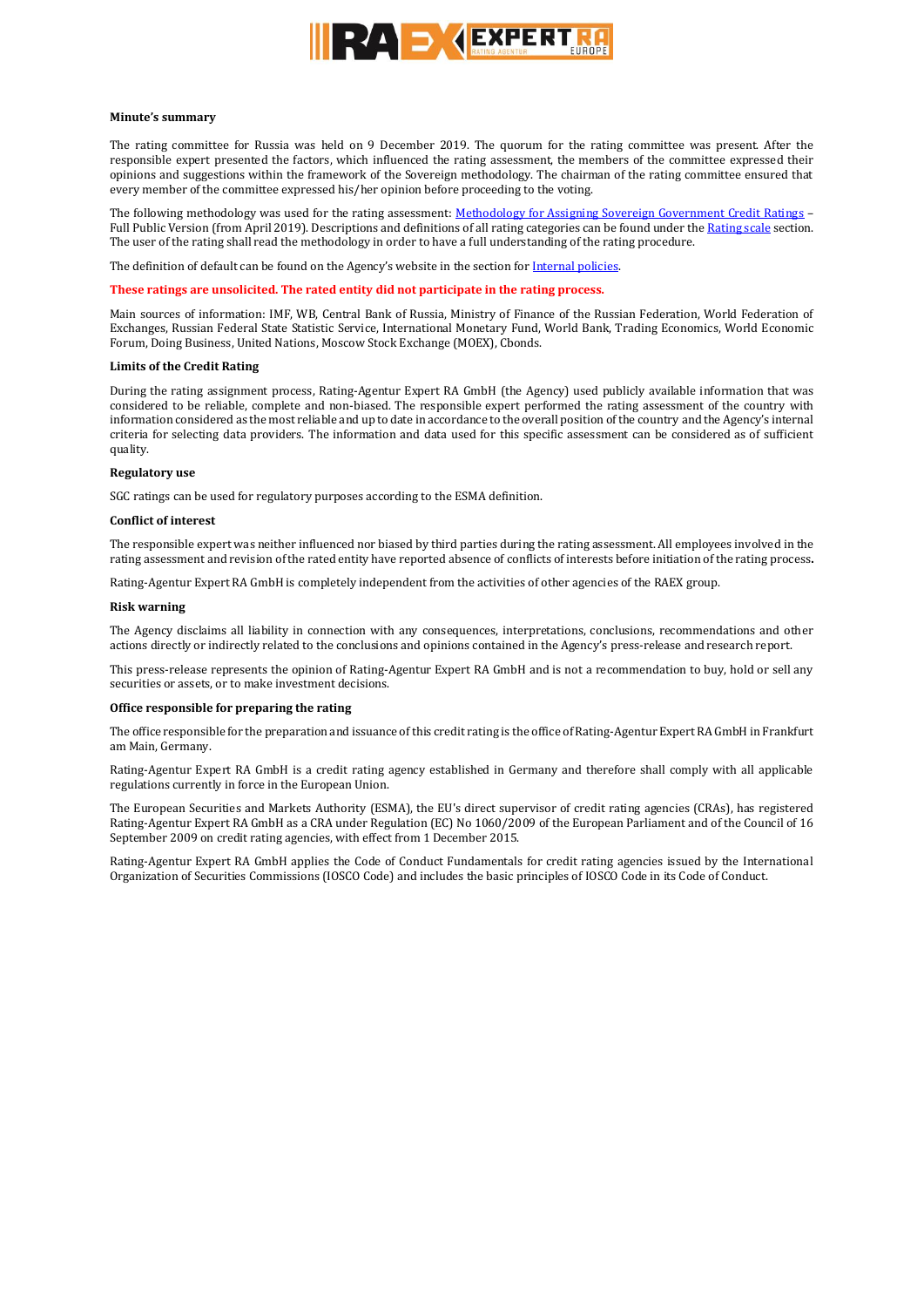**Minute's summary**

The rating committee for Russia was held on 9 December 2019. The quorum for the rating committee was present. After the responsible expert presented the factors, which influenced the rating assessment, the members of the committee expressed their opinions and suggestions within the framework of the Sovereign methodology. The chairman of the rating committee ensured that every member of the committee expressed his/her opinion before proceeding to the voting.

The following methodology was used for the rating assessment: [Methodology for Assigning Sovereign Government Credit Ratings](#) – Full Public Version (from April 2019). Descriptions and definitions of all rating categories can be found under the [Rating scale](#) section. The user of the rating shall read the methodology in order to have a full understanding of the rating procedure.

The definition of default can be found on the Agency's website in the section for [Internal policies](#).

**These ratings are unsolicited. The rated entity did not participate in the rating process.**

Main sources of information: IMF, WB, Central Bank of Russia, Ministry of Finance of the Russian Federation, World Federation of Exchanges, Russian Federal State Statistic Service, International Monetary Fund, World Bank, Trading Economics, World Economic Forum, Doing Business, United Nations, Moscow Stock Exchange (MOEX), Cbonds.

**Limits of the Credit Rating**

During the rating assignment process, Rating-Agentur Expert RA GmbH (the Agency) used publicly available information that was considered to be reliable, complete and non-biased. The responsible expert performed the rating assessment of the country with information considered as the most reliable and up to date in accordance to the overall position of the country and the Agency's internal criteria for selecting data providers. The information and data used for this specific assessment can be considered as of sufficient quality.

**Regulatory use**

SGC ratings can be used for regulatory purposes according to the ESMA definition.

**Conflict of interest**

The responsible expert was neither influenced nor biased by third parties during the rating assessment. All employees involved in the rating assessment and revision of the rated entity have reported absence of conflicts of interests before initiation of the rating process**.**

Rating-Agentur Expert RA GmbH is completely independent from the activities of other agencies of the RAEX group.

**Risk warning**

The Agency disclaims all liability in connection with any consequences, interpretations, conclusions, recommendations and other actions directly or indirectly related to the conclusions and opinions contained in the Agency's press-release and research report.

This press-release represents the opinion of Rating-Agentur Expert RA GmbH and is not a recommendation to buy, hold or sell any securities or assets, or to make investment decisions.

**Office responsible for preparing the rating**

The office responsible for the preparation and issuance of this credit rating is the office of Rating-Agentur Expert RA GmbH in Frankfurt am Main, Germany.

Rating-Agentur Expert RA GmbH is a credit rating agency established in Germany and therefore shall comply with all applicable regulations currently in force in the European Union.

The European Securities and Markets Authority (ESMA), the EU's direct supervisor of credit rating agencies (CRAs), has registered Rating-Agentur Expert RA GmbH as a CRA under Regulation (EC) No 1060/2009 of the European Parliament and of the Council of 16 September 2009 on credit rating agencies, with effect from 1 December 2015.

Rating-Agentur Expert RA GmbH applies the Code of Conduct Fundamentals for credit rating agencies issued by the International Organization of Securities Commissions (IOSCO Code) and includes the basic principles of IOSCO Code in its Code of Conduct.